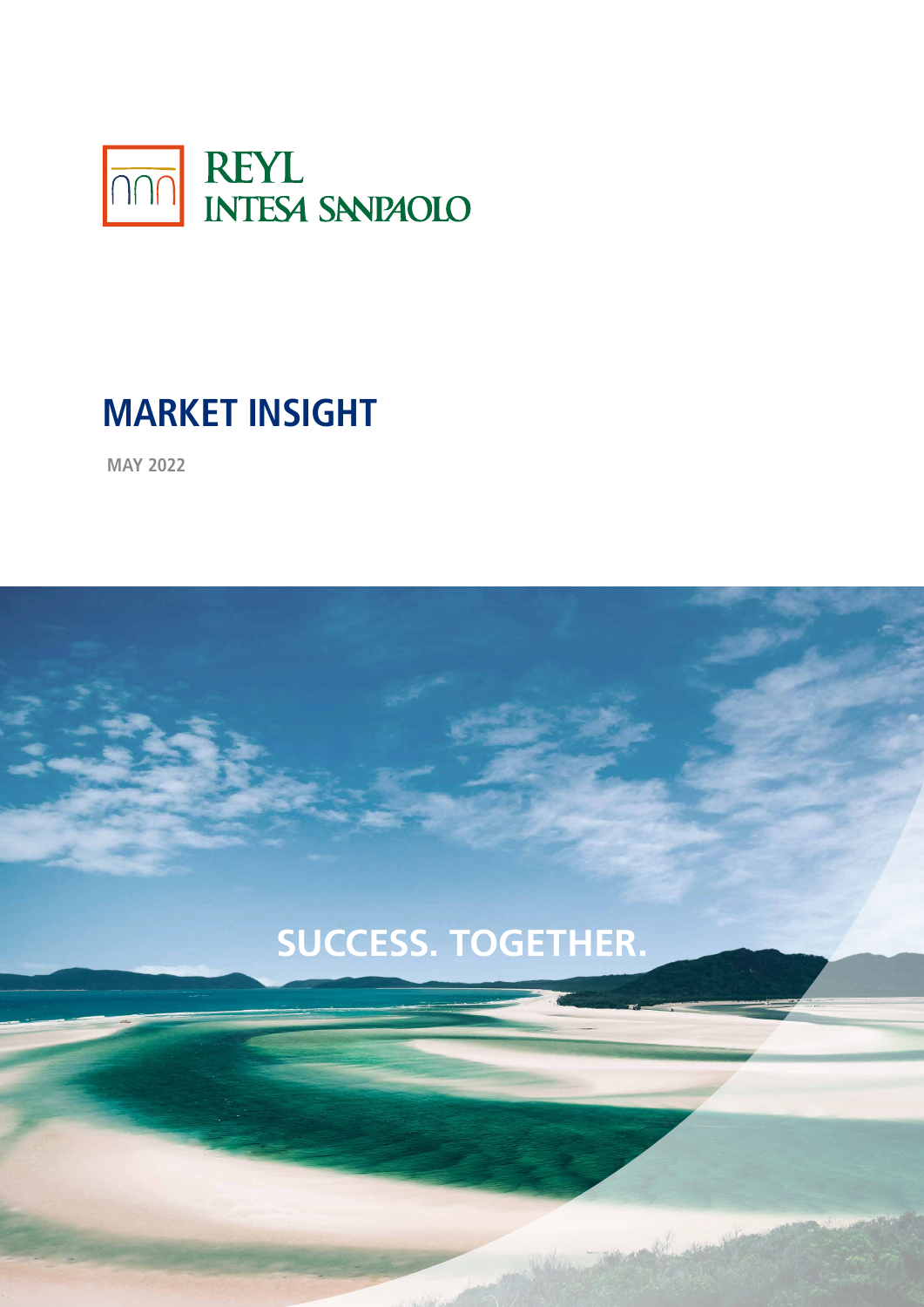REYL
INTESA SANPAOLO

# MARKET INSIGHT

MAY 2022

SUCCESS. TOGETHER.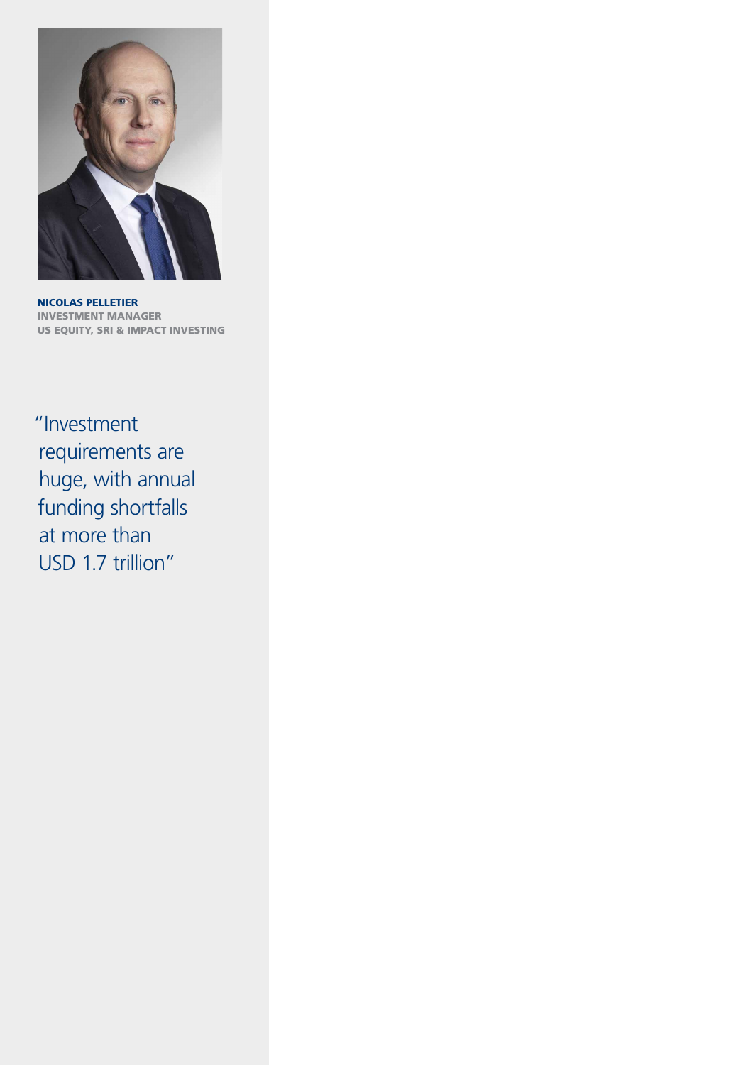**NICOLAS PELLETIER**
**INVESTMENT MANAGER**
**US EQUITY, SRI & IMPACT INVESTING**

"Investment requirements are huge, with annual funding shortfalls at more than USD 1.7 trillion"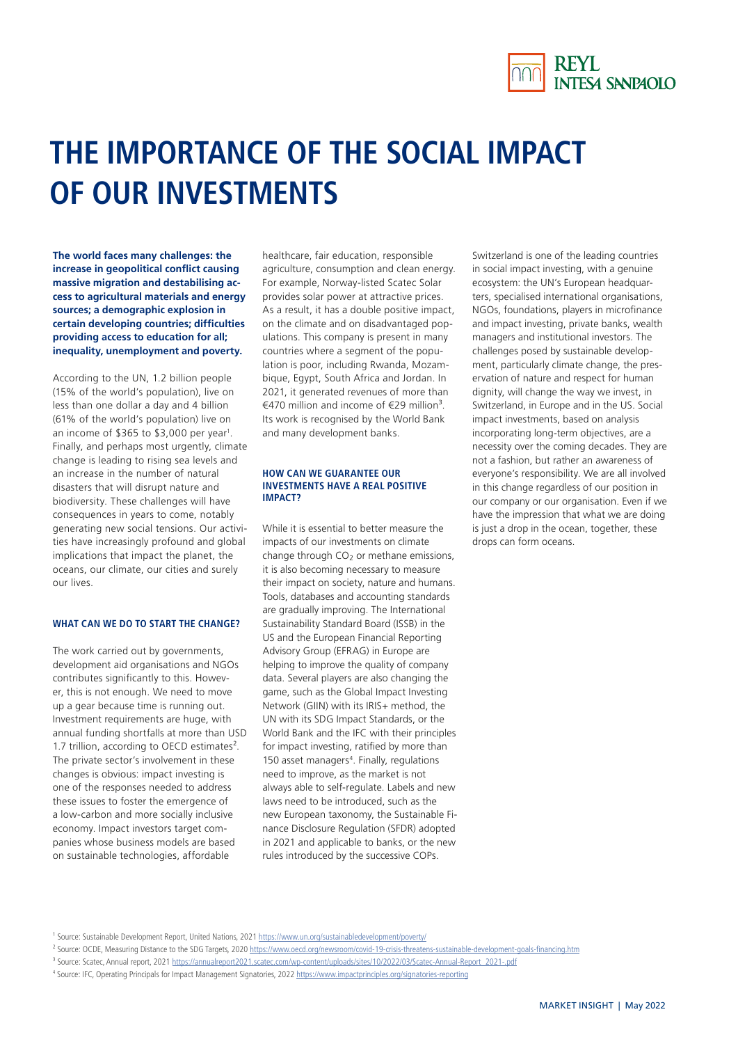# THE IMPORTANCE OF THE SOCIAL IMPACT OF OUR INVESTMENTS

**The world faces many challenges: the increase in geopolitical conflict causing massive migration and destabilising access to agricultural materials and energy sources; a demographic explosion in certain developing countries; difficulties providing access to education for all; inequality, unemployment and poverty.**

According to the UN, 1.2 billion people (15% of the world's population), live on less than one dollar a day and 4 billion (61% of the world's population) live on an income of $365 to $3,000 per year[1]. Finally, and perhaps most urgently, climate change is leading to rising sea levels and an increase in the number of natural disasters that will disrupt nature and biodiversity. These challenges will have consequences in years to come, notably generating new social tensions. Our activities have increasingly profound and global implications that impact the planet, the oceans, our climate, our cities and surely our lives.

#### WHAT CAN WE DO TO START THE CHANGE?

The work carried out by governments, development aid organisations and NGOs contributes significantly to this. However, this is not enough. We need to move up a gear because time is running out. Investment requirements are huge, with annual funding shortfalls at more than USD 1.7 trillion, according to OECD estimates[2]. The private sector's involvement in these changes is obvious: impact investing is one of the responses needed to address these issues to foster the emergence of a low-carbon and more socially inclusive economy. Impact investors target companies whose business models are based on sustainable technologies, affordable healthcare, fair education, responsible agriculture, consumption and clean energy. For example, Norway-listed Scatec Solar provides solar power at attractive prices. As a result, it has a double positive impact, on the climate and on disadvantaged populations. This company is present in many countries where a segment of the population is poor, including Rwanda, Mozambique, Egypt, South Africa and Jordan. In 2021, it generated revenues of more than €470 million and income of €29 million[3]. Its work is recognised by the World Bank and many development banks.

#### HOW CAN WE GUARANTEE OUR INVESTMENTS HAVE A REAL POSITIVE IMPACT?

While it is essential to better measure the impacts of our investments on climate change through $CO_2$ or methane emissions, it is also becoming necessary to measure their impact on society, nature and humans. Tools, databases and accounting standards are gradually improving. The International Sustainability Standard Board (ISSB) in the US and the European Financial Reporting Advisory Group (EFRAG) in Europe are helping to improve the quality of company data. Several players are also changing the game, such as the Global Impact Investing Network (GIIN) with its IRIS+ method, the UN with its SDG Impact Standards, or the World Bank and the IFC with their principles for impact investing, ratified by more than 150 asset managers[4]. Finally, regulations need to improve, as the market is not always able to self-regulate. Labels and new laws need to be introduced, such as the new European taxonomy, the Sustainable Finance Disclosure Regulation (SFDR) adopted in 2021 and applicable to banks, or the new rules introduced by the successive COPs.

Switzerland is one of the leading countries in social impact investing, with a genuine ecosystem: the UN's European headquarters, specialised international organisations, NGOs, foundations, players in microfinance and impact investing, private banks, wealth managers and institutional investors. The challenges posed by sustainable development, particularly climate change, the preservation of nature and respect for human dignity, will change the way we invest, in Switzerland, in Europe and in the US. Social impact investments, based on analysis incorporating long-term objectives, are a necessity over the coming decades. They are not a fashion, but rather an awareness of everyone's responsibility. We are all involved in this change regardless of our position in our company or our organisation. Even if we have the impression that what we are doing is just a drop in the ocean, together, these drops can form oceans.

[1] Source: Sustainable Development Report, United Nations, 2021 https://www.un.org/sustainabledevelopment/poverty/

[2] Source: OCDE, Measuring Distance to the SDG Targets, 2020 https://www.oecd.org/newsroom/covid-19-crisis-threatens-sustainable-development-goals-financing.htm

[3] Source: Scatec, Annual report, 2021 https://annualreport2021.scatec.com/wp-content/uploads/sites/10/2022/03/Scatec-Annual-Report_2021-.pdf

[4] Source: IFC, Operating Principals for Impact Management Signatories, 2022 https://www.impactprinciples.org/signatories-reporting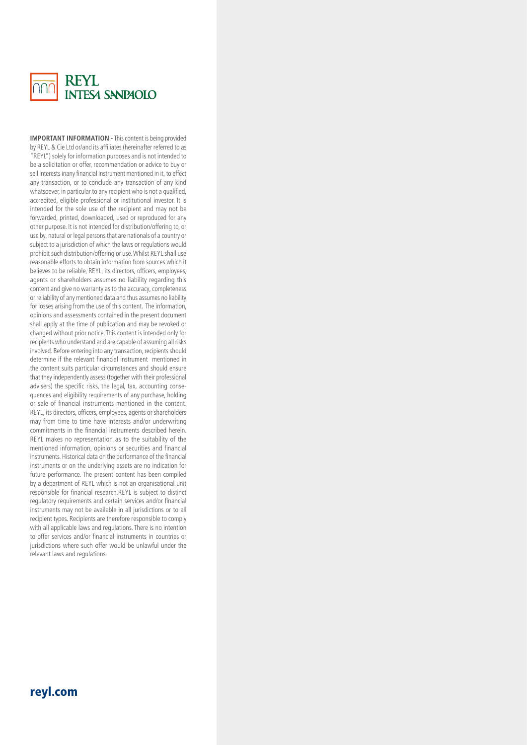REYL
INTESA SANPAOLO

**IMPORTANT INFORMATION -** This content is being provided by REYL & Cie Ltd or/and its affiliates (hereinafter referred to as "REYL") solely for information purposes and is not intended to be a solicitation or offer, recommendation or advice to buy or sell interests inany financial instrument mentioned in it, to effect any transaction, or to conclude any transaction of any kind whatsoever, in particular to any recipient who is not a qualified, accredited, eligible professional or institutional investor. It is intended for the sole use of the recipient and may not be forwarded, printed, downloaded, used or reproduced for any other purpose. It is not intended for distribution/offering to, or use by, natural or legal persons that are nationals of a country or subject to a jurisdiction of which the laws or regulations would prohibit such distribution/offering or use. Whilst REYL shall use reasonable efforts to obtain information from sources which it believes to be reliable, REYL, its directors, officers, employees, agents or shareholders assumes no liability regarding this content and give no warranty as to the accuracy, completeness or reliability of any mentioned data and thus assumes no liability for losses arising from the use of this content. The information, opinions and assessments contained in the present document shall apply at the time of publication and may be revoked or changed without prior notice. This content is intended only for recipients who understand and are capable of assuming all risks involved. Before entering into any transaction, recipients should determine if the relevant financial instrument mentioned in the content suits particular circumstances and should ensure that they independently assess (together with their professional advisers) the specific risks, the legal, tax, accounting consequences and eligibility requirements of any purchase, holding or sale of financial instruments mentioned in the content. REYL, its directors, officers, employees, agents or shareholders may from time to time have interests and/or underwriting commitments in the financial instruments described herein. REYL makes no representation as to the suitability of the mentioned information, opinions or securities and financial instruments. Historical data on the performance of the financial instruments or on the underlying assets are no indication for future performance. The present content has been compiled by a department of REYL which is not an organisational unit responsible for financial research.REYL is subject to distinct regulatory requirements and certain services and/or financial instruments may not be available in all jurisdictions or to all recipient types. Recipients are therefore responsible to comply with all applicable laws and regulations. There is no intention to offer services and/or financial instruments in countries or jurisdictions where such offer would be unlawful under the relevant laws and regulations.

**reyl.com**